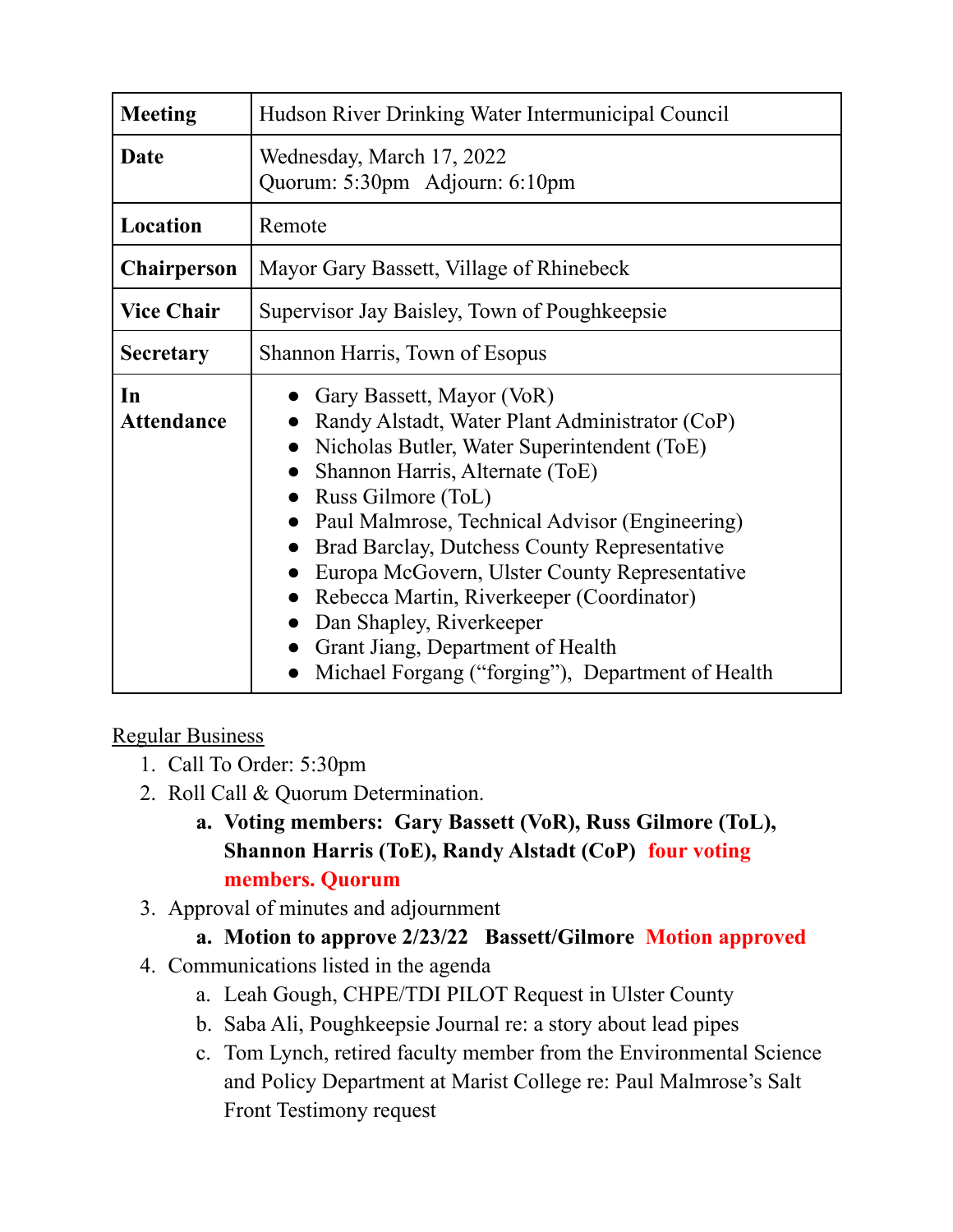| Meeting | Hudson River Drinking Water Intermunicipal Council |
|---|---|
| Date | Wednesday, March 17, 2022<br>Quorum: 5:30pm Adjourn: 6:10pm |
| Location | Remote |
| Chairperson | Mayor Gary Bassett, Village of Rhinebeck |
| Vice Chair | Supervisor Jay Baisley, Town of Poughkeepsie |
| Secretary | Shannon Harris, Town of Esopus |
| In Attendance | • Gary Bassett, Mayor (VoR)<br>• Randy Alstadt, Water Plant Administrator (CoP)<br>• Nicholas Butler, Water Superintendent (ToE)<br>• Shannon Harris, Alternate (ToE)<br>• Russ Gilmore (ToL)<br>• Paul Malmrose, Technical Advisor (Engineering)<br>• Brad Barclay, Dutchess County Representative<br>• Europa McGovern, Ulster County Representative<br>• Rebecca Martin, Riverkeeper (Coordinator)<br>• Dan Shapley, Riverkeeper<br>• Grant Jiang, Department of Health<br>• Michael Forgang ("forging"), Department of Health |

Regular Business

1. Call To Order: 5:30pm
2. Roll Call & Quorum Determination.
   a. **Voting members: Gary Bassett (VoR), Russ Gilmore (ToL), Shannon Harris (ToE), Randy Alstadt (CoP) four voting members. Quorum**
3. Approval of minutes and adjournment
   a. **Motion to approve 2/23/22 Bassett/Gilmore Motion approved**
4. Communications listed in the agenda
   a. Leah Gough, CHPE/TDI PILOT Request in Ulster County
   b. Saba Ali, Poughkeepsie Journal re: a story about lead pipes
   c. Tom Lynch, retired faculty member from the Environmental Science and Policy Department at Marist College re: Paul Malmrose's Salt Front Testimony request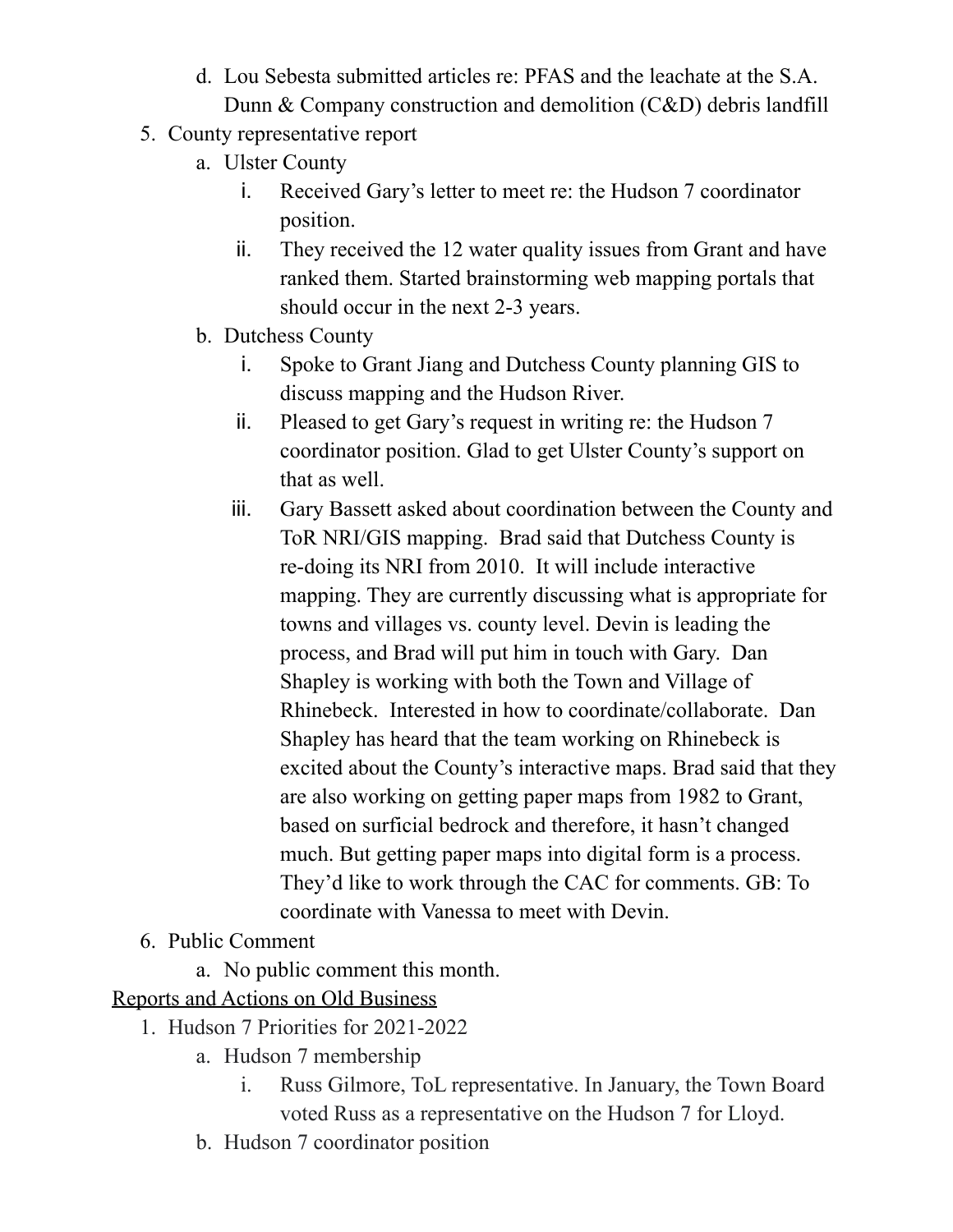d. Lou Sebesta submitted articles re: PFAS and the leachate at the S.A. Dunn & Company construction and demolition (C&D) debris landfill

5. County representative report
   a. Ulster County
      i. Received Gary's letter to meet re: the Hudson 7 coordinator position.
      ii. They received the 12 water quality issues from Grant and have ranked them. Started brainstorming web mapping portals that should occur in the next 2-3 years.
   b. Dutchess County
      i. Spoke to Grant Jiang and Dutchess County planning GIS to discuss mapping and the Hudson River.
      ii. Pleased to get Gary's request in writing re: the Hudson 7 coordinator position. Glad to get Ulster County's support on that as well.
      iii. Gary Bassett asked about coordination between the County and ToR NRI/GIS mapping. Brad said that Dutchess County is re-doing its NRI from 2010. It will include interactive mapping. They are currently discussing what is appropriate for towns and villages vs. county level. Devin is leading the process, and Brad will put him in touch with Gary. Dan Shapley is working with both the Town and Village of Rhinebeck. Interested in how to coordinate/collaborate. Dan Shapley has heard that the team working on Rhinebeck is excited about the County's interactive maps. Brad said that they are also working on getting paper maps from 1982 to Grant, based on surficial bedrock and therefore, it hasn't changed much. But getting paper maps into digital form is a process. They'd like to work through the CAC for comments. GB: To coordinate with Vanessa to meet with Devin.

6. Public Comment
   a. No public comment this month.

<u>Reports and Actions on Old Business</u>

1. Hudson 7 Priorities for 2021-2022
   a. Hudson 7 membership
      i. Russ Gilmore, ToL representative. In January, the Town Board voted Russ as a representative on the Hudson 7 for Lloyd.
   b. Hudson 7 coordinator position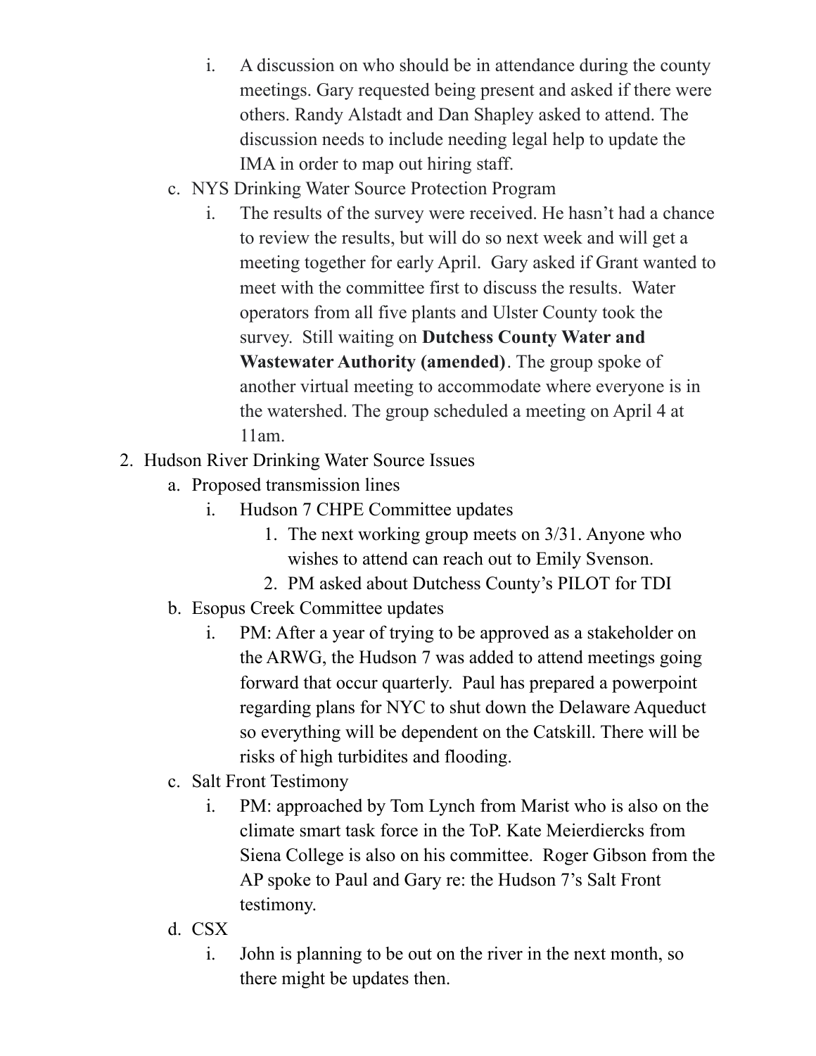i. A discussion on who should be in attendance during the county meetings. Gary requested being present and asked if there were others. Randy Alstadt and Dan Shapley asked to attend. The discussion needs to include needing legal help to update the IMA in order to map out hiring staff.

c. NYS Drinking Water Source Protection Program
   i. The results of the survey were received. He hasn't had a chance to review the results, but will do so next week and will get a meeting together for early April. Gary asked if Grant wanted to meet with the committee first to discuss the results. Water operators from all five plants and Ulster County took the survey. Still waiting on **Dutchess County Water and Wastewater Authority (amended)**. The group spoke of another virtual meeting to accommodate where everyone is in the watershed. The group scheduled a meeting on April 4 at 11am.

2. Hudson River Drinking Water Source Issues
   a. Proposed transmission lines
      i. Hudson 7 CHPE Committee updates
         1. The next working group meets on 3/31. Anyone who wishes to attend can reach out to Emily Svenson.
         2. PM asked about Dutchess County's PILOT for TDI
   b. Esopus Creek Committee updates
      i. PM: After a year of trying to be approved as a stakeholder on the ARWG, the Hudson 7 was added to attend meetings going forward that occur quarterly. Paul has prepared a powerpoint regarding plans for NYC to shut down the Delaware Aqueduct so everything will be dependent on the Catskill. There will be risks of high turbidites and flooding.
   c. Salt Front Testimony
      i. PM: approached by Tom Lynch from Marist who is also on the climate smart task force in the ToP. Kate Meierdiercks from Siena College is also on his committee. Roger Gibson from the AP spoke to Paul and Gary re: the Hudson 7's Salt Front testimony.
   d. CSX
      i. John is planning to be out on the river in the next month, so there might be updates then.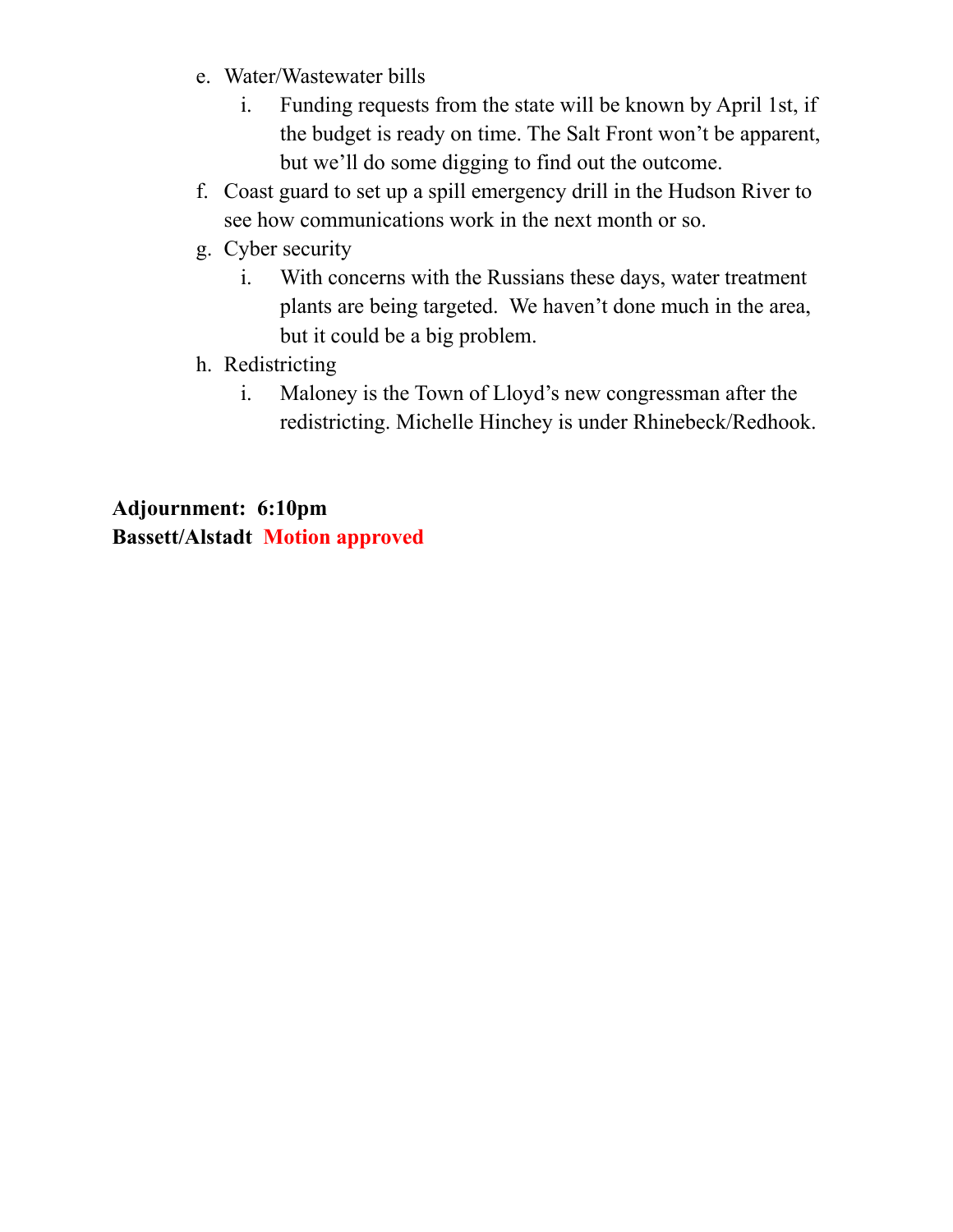e. Water/Wastewater bills
    i. Funding requests from the state will be known by April 1st, if the budget is ready on time. The Salt Front won't be apparent, but we'll do some digging to find out the outcome.
f. Coast guard to set up a spill emergency drill in the Hudson River to see how communications work in the next month or so.
g. Cyber security
    i. With concerns with the Russians these days, water treatment plants are being targeted. We haven't done much in the area, but it could be a big problem.
h. Redistricting
    i. Maloney is the Town of Lloyd's new congressman after the redistricting. Michelle Hinchey is under Rhinebeck/Redhook.

**Adjournment: 6:10pm**
**Bassett/Alstadt Motion approved**